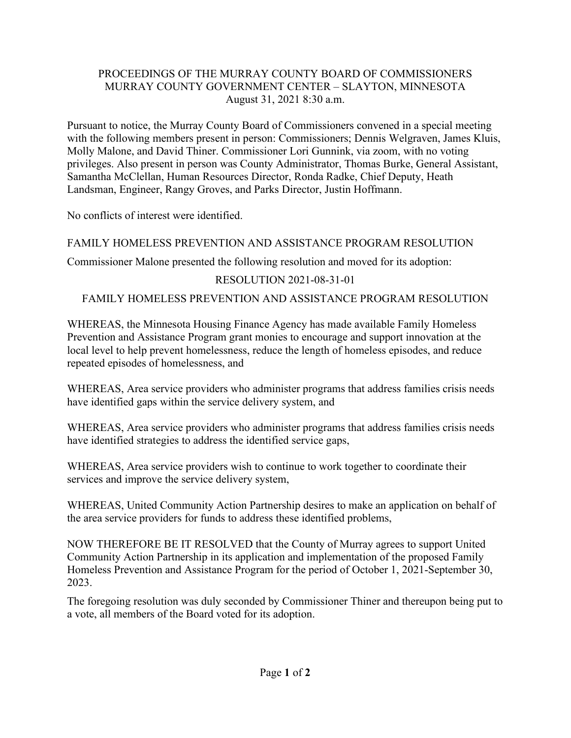PROCEEDINGS OF THE MURRAY COUNTY BOARD OF COMMISSIONERS
MURRAY COUNTY GOVERNMENT CENTER – SLAYTON, MINNESOTA
August 31, 2021 8:30 a.m.

Pursuant to notice, the Murray County Board of Commissioners convened in a special meeting with the following members present in person: Commissioners; Dennis Welgraven, James Kluis, Molly Malone, and David Thiner. Commissioner Lori Gunnink, via zoom, with no voting privileges. Also present in person was County Administrator, Thomas Burke, General Assistant, Samantha McClellan, Human Resources Director, Ronda Radke, Chief Deputy, Heath Landsman, Engineer, Rangy Groves, and Parks Director, Justin Hoffmann.

No conflicts of interest were identified.

FAMILY HOMELESS PREVENTION AND ASSISTANCE PROGRAM RESOLUTION

Commissioner Malone presented the following resolution and moved for its adoption:

RESOLUTION 2021-08-31-01

FAMILY HOMELESS PREVENTION AND ASSISTANCE PROGRAM RESOLUTION

WHEREAS, the Minnesota Housing Finance Agency has made available Family Homeless Prevention and Assistance Program grant monies to encourage and support innovation at the local level to help prevent homelessness, reduce the length of homeless episodes, and reduce repeated episodes of homelessness, and

WHEREAS, Area service providers who administer programs that address families crisis needs have identified gaps within the service delivery system, and

WHEREAS, Area service providers who administer programs that address families crisis needs have identified strategies to address the identified service gaps,

WHEREAS, Area service providers wish to continue to work together to coordinate their services and improve the service delivery system,

WHEREAS, United Community Action Partnership desires to make an application on behalf of the area service providers for funds to address these identified problems,

NOW THEREFORE BE IT RESOLVED that the County of Murray agrees to support United Community Action Partnership in its application and implementation of the proposed Family Homeless Prevention and Assistance Program for the period of October 1, 2021-September 30, 2023.

The foregoing resolution was duly seconded by Commissioner Thiner and thereupon being put to a vote, all members of the Board voted for its adoption.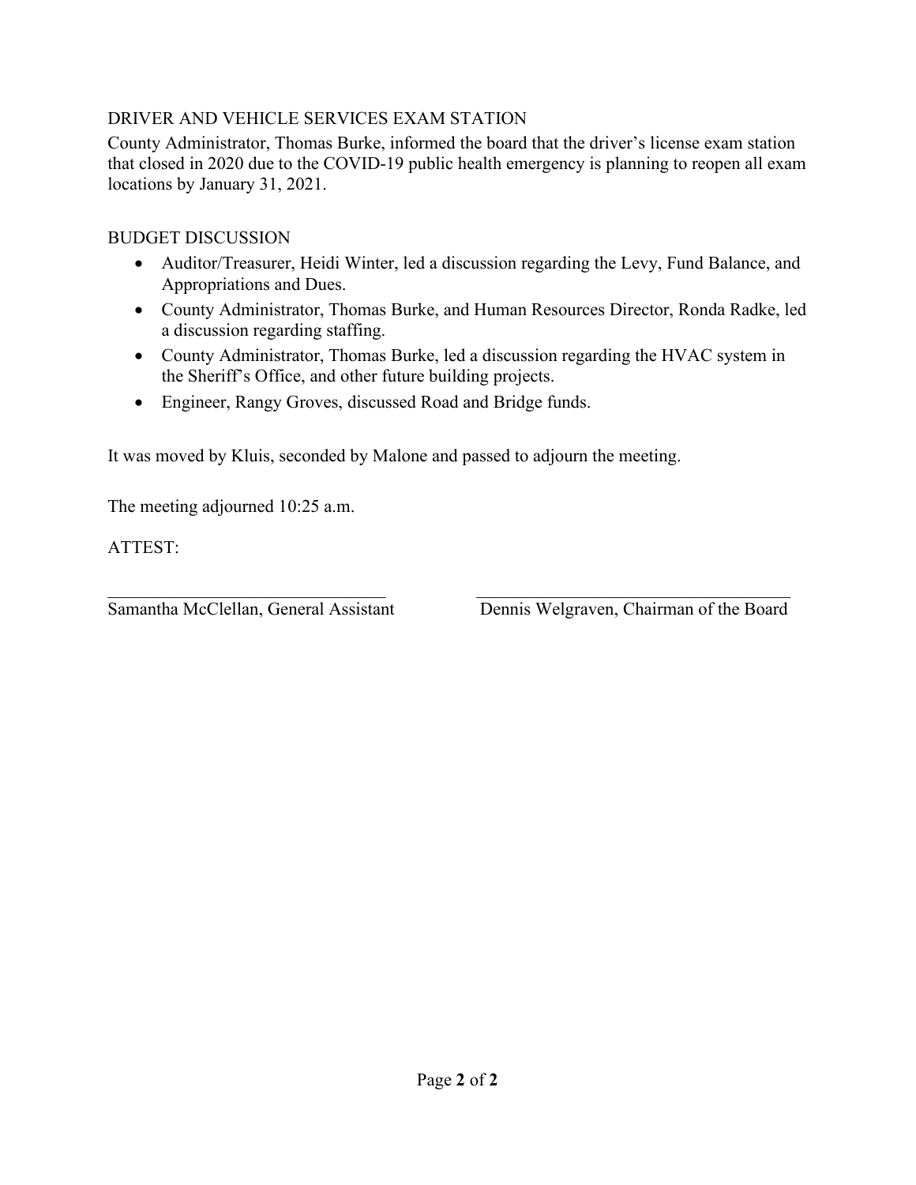## DRIVER AND VEHICLE SERVICES EXAM STATION

County Administrator, Thomas Burke, informed the board that the driver's license exam station that closed in 2020 due to the COVID-19 public health emergency is planning to reopen all exam locations by January 31, 2021.

## BUDGET DISCUSSION

- Auditor/Treasurer, Heidi Winter, led a discussion regarding the Levy, Fund Balance, and Appropriations and Dues.
- County Administrator, Thomas Burke, and Human Resources Director, Ronda Radke, led a discussion regarding staffing.
- County Administrator, Thomas Burke, led a discussion regarding the HVAC system in the Sheriff's Office, and other future building projects.
- Engineer, Rangy Groves, discussed Road and Bridge funds.

It was moved by Kluis, seconded by Malone and passed to adjourn the meeting.

The meeting adjourned 10:25 a.m.

ATTEST:

\_\_\_\_\_\_\_\_\_\_\_\_\_\_\_\_\_\_\_\_\_\_\_\_\_\_\_\_\_\_\_\_
Samantha McClellan, General Assistant

\_\_\_\_\_\_\_\_\_\_\_\_\_\_\_\_\_\_\_\_\_\_\_\_\_\_\_\_\_\_\_\_
Dennis Welgraven, Chairman of the Board